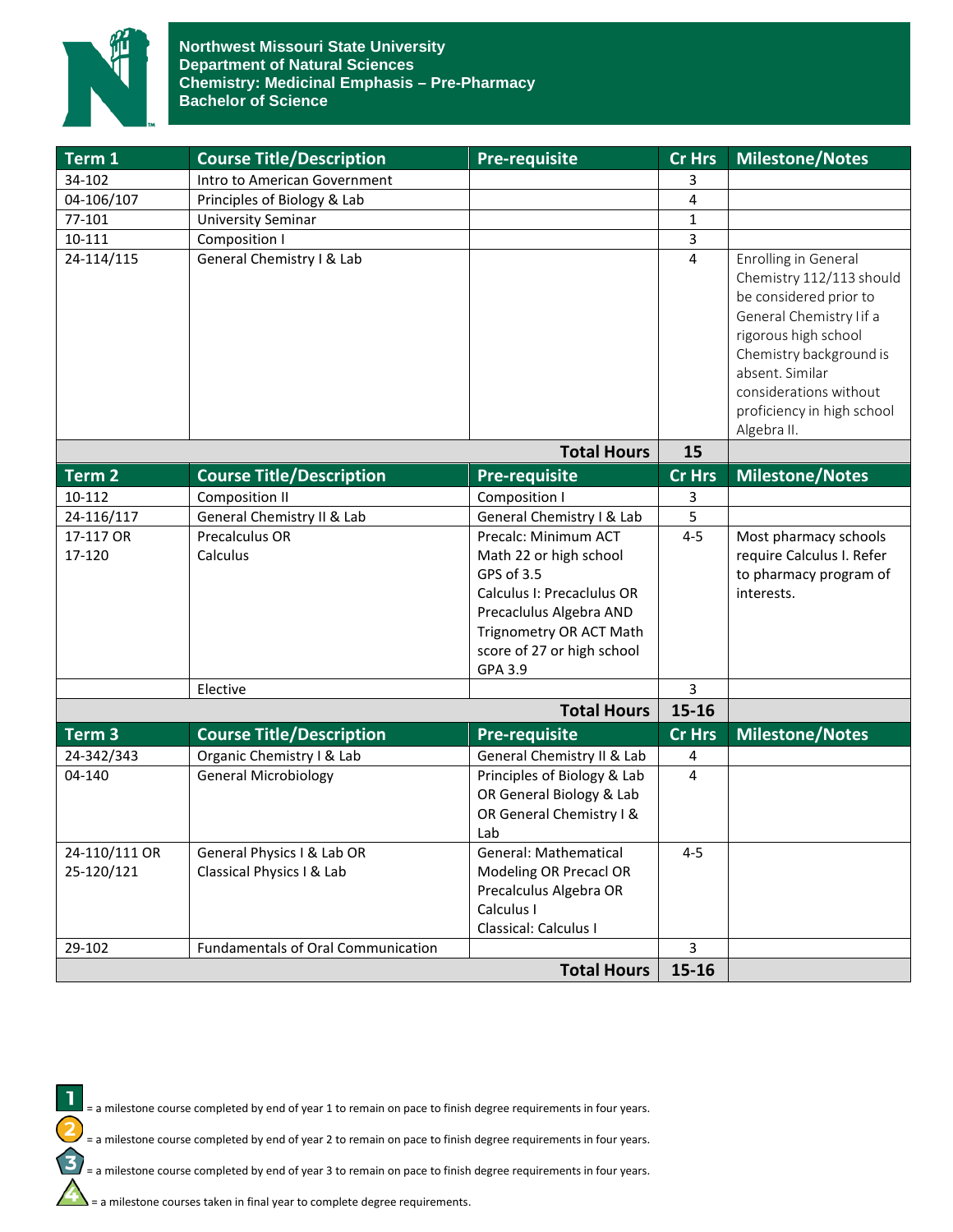# Northwest Missouri State University
## Department of Natural Sciences
## Chemistry: Medicinal Emphasis – Pre-Pharmacy
## Bachelor of Science

| Term 1 | Course Title/Description | Pre-requisite | Cr Hrs | Milestone/Notes |
|---|---|---|---|---|
| 34-102 | Intro to American Government | | 3 | |
| 04-106/107 | Principles of Biology & Lab | | 4 | |
| 77-101 | University Seminar | | 1 | |
| 10-111 | Composition I | | 3 | |
| 24-114/115 | General Chemistry I & Lab | | 4 | Enrolling in General Chemistry 112/113 should be considered prior to General Chemistry I if a rigorous high school Chemistry background is absent. Similar considerations without proficiency in high school Algebra II. |
| | | **Total Hours** | **15** | |

| Term 2 | Course Title/Description | Pre-requisite | Cr Hrs | Milestone/Notes |
|---|---|---|---|---|
| 10-112 | Composition II | Composition I | 3 | |
| 24-116/117 | General Chemistry II & Lab | General Chemistry I & Lab | 5 | |
| 17-117 OR 17-120 | Precalculus OR Calculus | Precalc: Minimum ACT Math 22 or high school GPS of 3.5 Calculus I: Precaclulus OR Precaclulus Algebra AND Trignometry OR ACT Math score of 27 or high school GPA 3.9 | 4-5 | Most pharmacy schools require Calculus I. Refer to pharmacy program of interests. |
| | Elective | | 3 | |
| | | **Total Hours** | **15-16** | |

| Term 3 | Course Title/Description | Pre-requisite | Cr Hrs | Milestone/Notes |
|---|---|---|---|---|
| 24-342/343 | Organic Chemistry I & Lab | General Chemistry II & Lab | 4 | |
| 04-140 | General Microbiology | Principles of Biology & Lab OR General Biology & Lab OR General Chemistry I & Lab | 4 | |
| 24-110/111 OR 25-120/121 | General Physics I & Lab OR Classical Physics I & Lab | General: Mathematical Modeling OR Precacl OR Precalculus Algebra OR Calculus I Classical: Calculus I | 4-5 | |
| 29-102 | Fundamentals of Oral Communication | | 3 | |
| | | **Total Hours** | **15-16** | |

1 = a milestone course completed by end of year 1 to remain on pace to finish degree requirements in four years.

2 = a milestone course completed by end of year 2 to remain on pace to finish degree requirements in four years.

3 = a milestone course completed by end of year 3 to remain on pace to finish degree requirements in four years.

4 = a milestone courses taken in final year to complete degree requirements.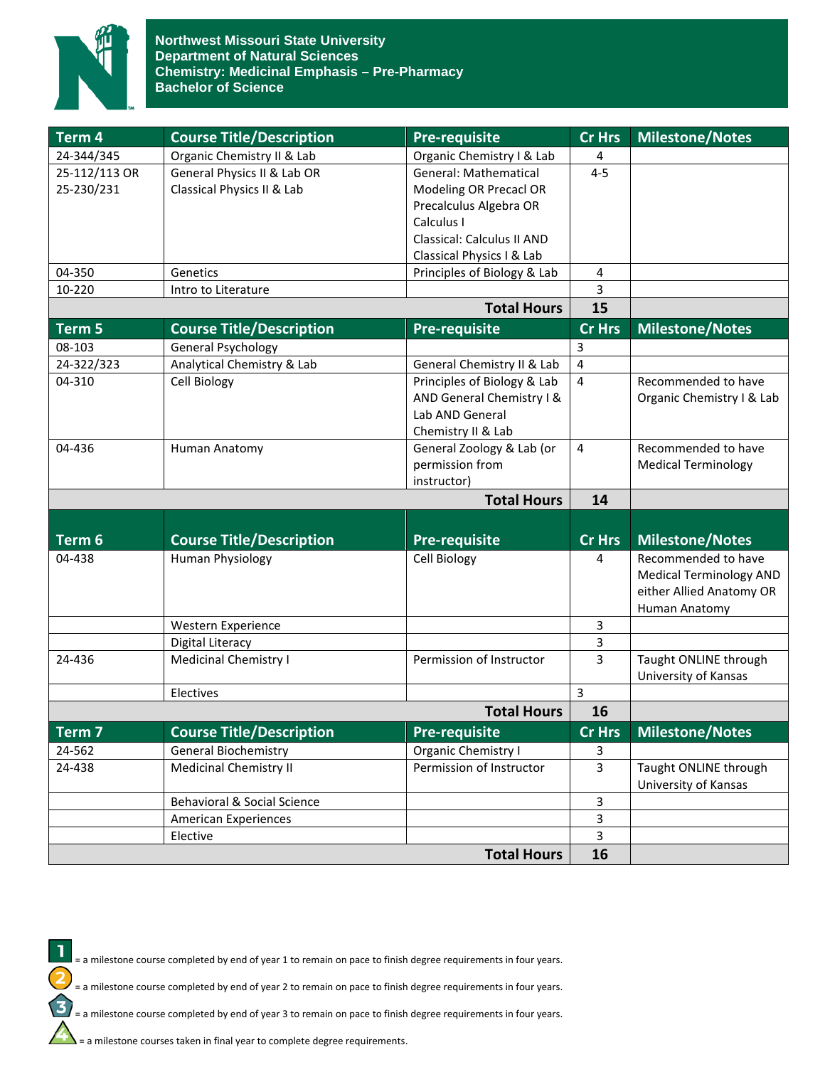**Northwest Missouri State University**
**Department of Natural Sciences**
**Chemistry: Medicinal Emphasis – Pre-Pharmacy**
**Bachelor of Science**

| Term 4 | Course Title/Description | Pre-requisite | Cr Hrs | Milestone/Notes |
|---|---|---|---|---|
| 24-344/345 | Organic Chemistry II & Lab | Organic Chemistry I & Lab | 4 | |
| 25-112/113 OR 25-230/231 | General Physics II & Lab OR Classical Physics II & Lab | General: Mathematical Modeling OR Precacl OR Precalculus Algebra OR Calculus I<br>Classical: Calculus II AND Classical Physics I & Lab | 4-5 | |
| 04-350 | Genetics | Principles of Biology & Lab | 4 | |
| 10-220 | Intro to Literature | | 3 | |
| | | **Total Hours** | **15** | |

| Term 5 | Course Title/Description | Pre-requisite | Cr Hrs | Milestone/Notes |
|---|---|---|---|---|
| 08-103 | General Psychology | | 3 | |
| 24-322/323 | Analytical Chemistry & Lab | General Chemistry II & Lab | 4 | |
| 04-310 | Cell Biology | Principles of Biology & Lab AND General Chemistry I & Lab AND General Chemistry II & Lab | 4 | Recommended to have Organic Chemistry I & Lab |
| 04-436 | Human Anatomy | General Zoology & Lab (or permission from instructor) | 4 | Recommended to have Medical Terminology |
| | | **Total Hours** | **14** | |

| Term 6 | Course Title/Description | Pre-requisite | Cr Hrs | Milestone/Notes |
|---|---|---|---|---|
| 04-438 | Human Physiology | Cell Biology | 4 | Recommended to have Medical Terminology AND either Allied Anatomy OR Human Anatomy |
| | Western Experience | | 3 | |
| | Digital Literacy | | 3 | |
| 24-436 | Medicinal Chemistry I | Permission of Instructor | 3 | Taught ONLINE through University of Kansas |
| | Electives | | 3 | |
| | | **Total Hours** | **16** | |

| Term 7 | Course Title/Description | Pre-requisite | Cr Hrs | Milestone/Notes |
|---|---|---|---|---|
| 24-562 | General Biochemistry | Organic Chemistry I | 3 | |
| 24-438 | Medicinal Chemistry II | Permission of Instructor | 3 | Taught ONLINE through University of Kansas |
| | Behavioral & Social Science | | 3 | |
| | American Experiences | | 3 | |
| | Elective | | 3 | |
| | | **Total Hours** | **16** | |

1 = a milestone course completed by end of year 1 to remain on pace to finish degree requirements in four years.

2 = a milestone course completed by end of year 2 to remain on pace to finish degree requirements in four years.

3 = a milestone course completed by end of year 3 to remain on pace to finish degree requirements in four years.

4 = a milestone courses taken in final year to complete degree requirements.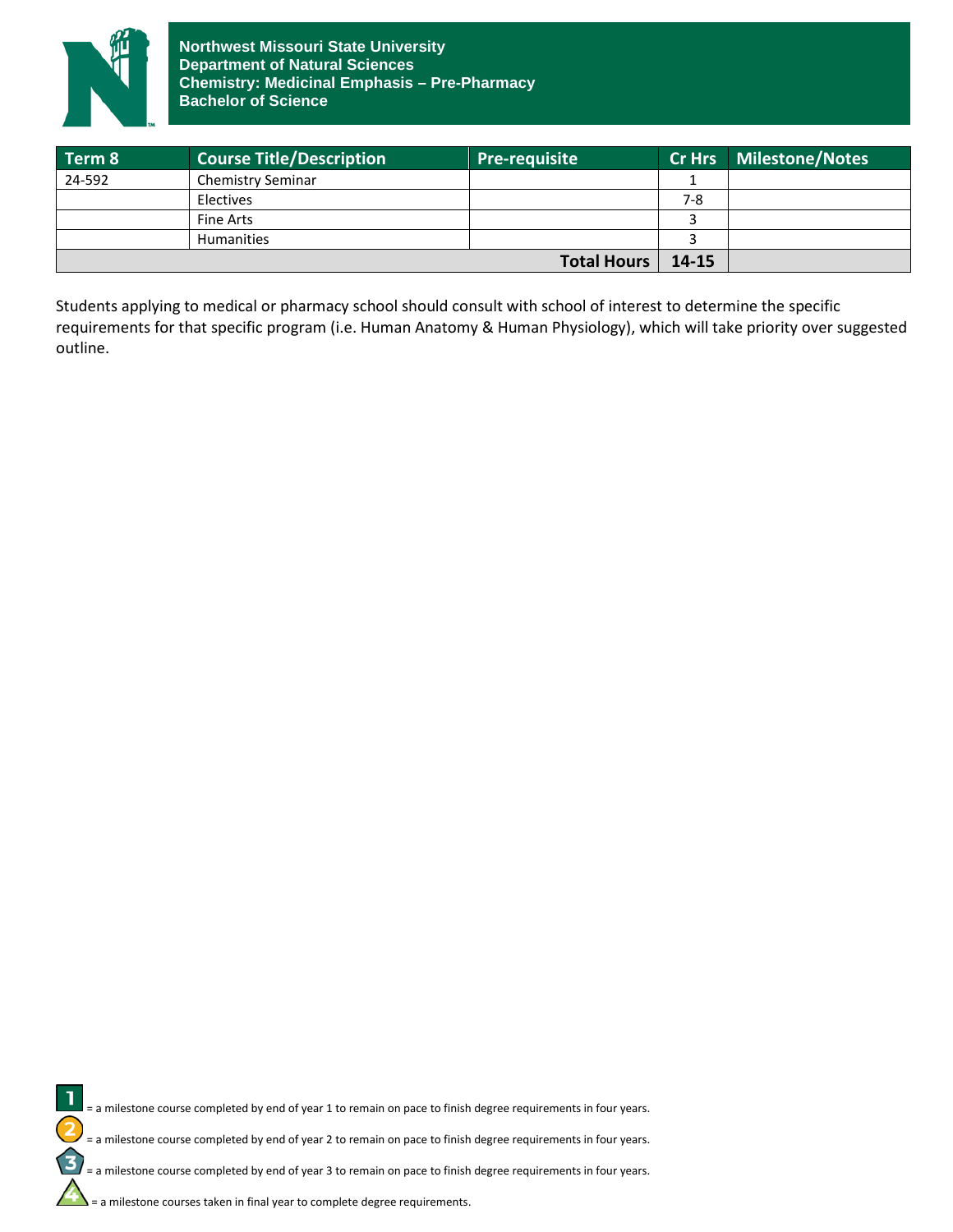**Northwest Missouri State University**
**Department of Natural Sciences**
**Chemistry: Medicinal Emphasis – Pre-Pharmacy**
**Bachelor of Science**

| Term 8 | Course Title/Description | Pre-requisite | Cr Hrs | Milestone/Notes |
|---|---|---|---|---|
| 24-592 | Chemistry Seminar | | 1 | |
| | Electives | | 7-8 | |
| | Fine Arts | | 3 | |
| | Humanities | | 3 | |
| | | **Total Hours** | **14-15** | |

Students applying to medical or pharmacy school should consult with school of interest to determine the specific requirements for that specific program (i.e. Human Anatomy & Human Physiology), which will take priority over suggested outline.

1 = a milestone course completed by end of year 1 to remain on pace to finish degree requirements in four years.

2 = a milestone course completed by end of year 2 to remain on pace to finish degree requirements in four years.

3 = a milestone course completed by end of year 3 to remain on pace to finish degree requirements in four years.

4 = a milestone courses taken in final year to complete degree requirements.